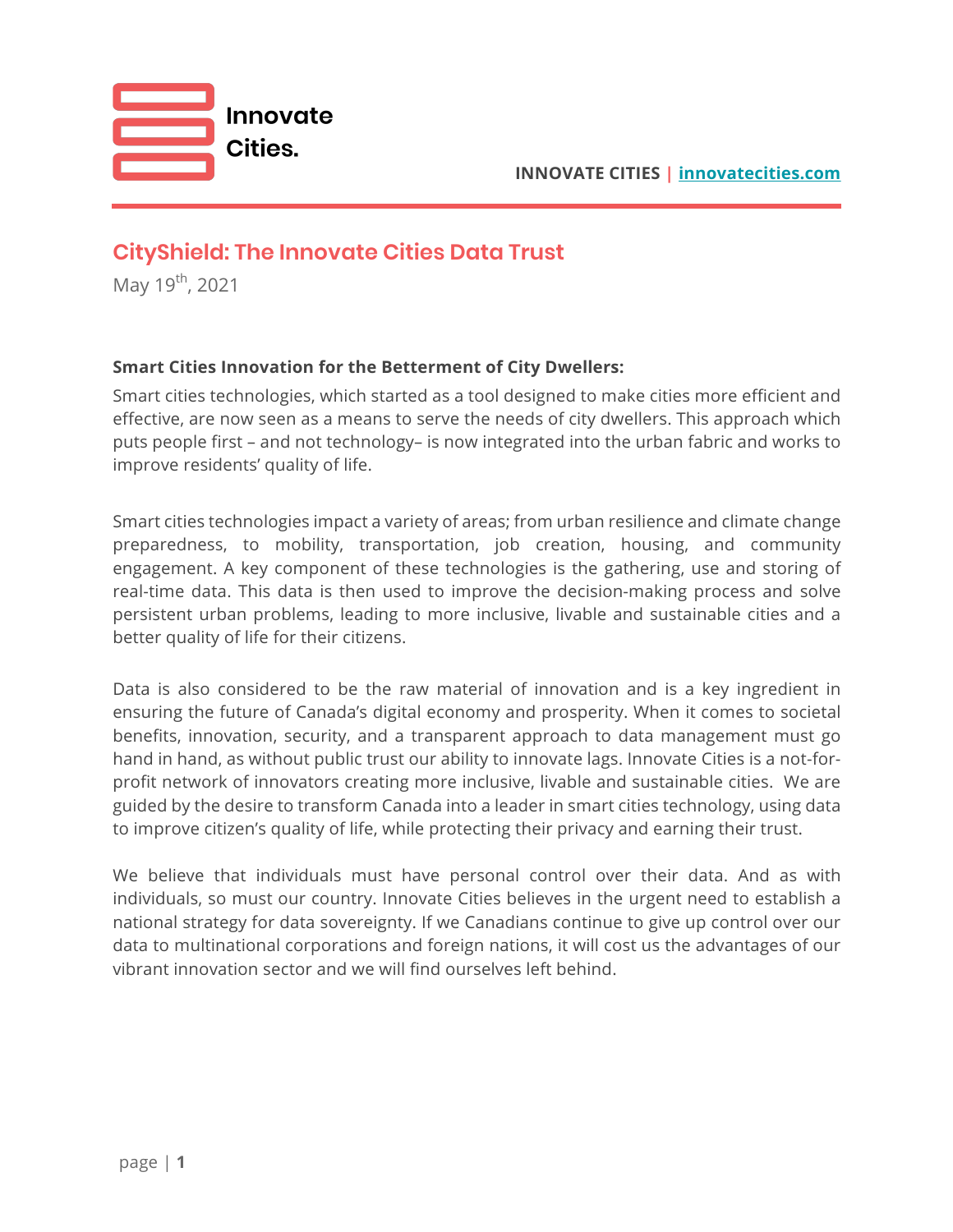Innovate Cities.

**INNOVATE CITIES** | innovatecities.com

# CityShield: The Innovate Cities Data Trust

May 19th, 2021

**Smart Cities Innovation for the Betterment of City Dwellers:**

Smart cities technologies, which started as a tool designed to make cities more efficient and effective, are now seen as a means to serve the needs of city dwellers. This approach which puts people first – and not technology– is now integrated into the urban fabric and works to improve residents' quality of life.

Smart cities technologies impact a variety of areas; from urban resilience and climate change preparedness, to mobility, transportation, job creation, housing, and community engagement. A key component of these technologies is the gathering, use and storing of real-time data. This data is then used to improve the decision-making process and solve persistent urban problems, leading to more inclusive, livable and sustainable cities and a better quality of life for their citizens.

Data is also considered to be the raw material of innovation and is a key ingredient in ensuring the future of Canada's digital economy and prosperity. When it comes to societal benefits, innovation, security, and a transparent approach to data management must go hand in hand, as without public trust our ability to innovate lags. Innovate Cities is a not-for-profit network of innovators creating more inclusive, livable and sustainable cities. We are guided by the desire to transform Canada into a leader in smart cities technology, using data to improve citizen's quality of life, while protecting their privacy and earning their trust.

We believe that individuals must have personal control over their data. And as with individuals, so must our country. Innovate Cities believes in the urgent need to establish a national strategy for data sovereignty. If we Canadians continue to give up control over our data to multinational corporations and foreign nations, it will cost us the advantages of our vibrant innovation sector and we will find ourselves left behind.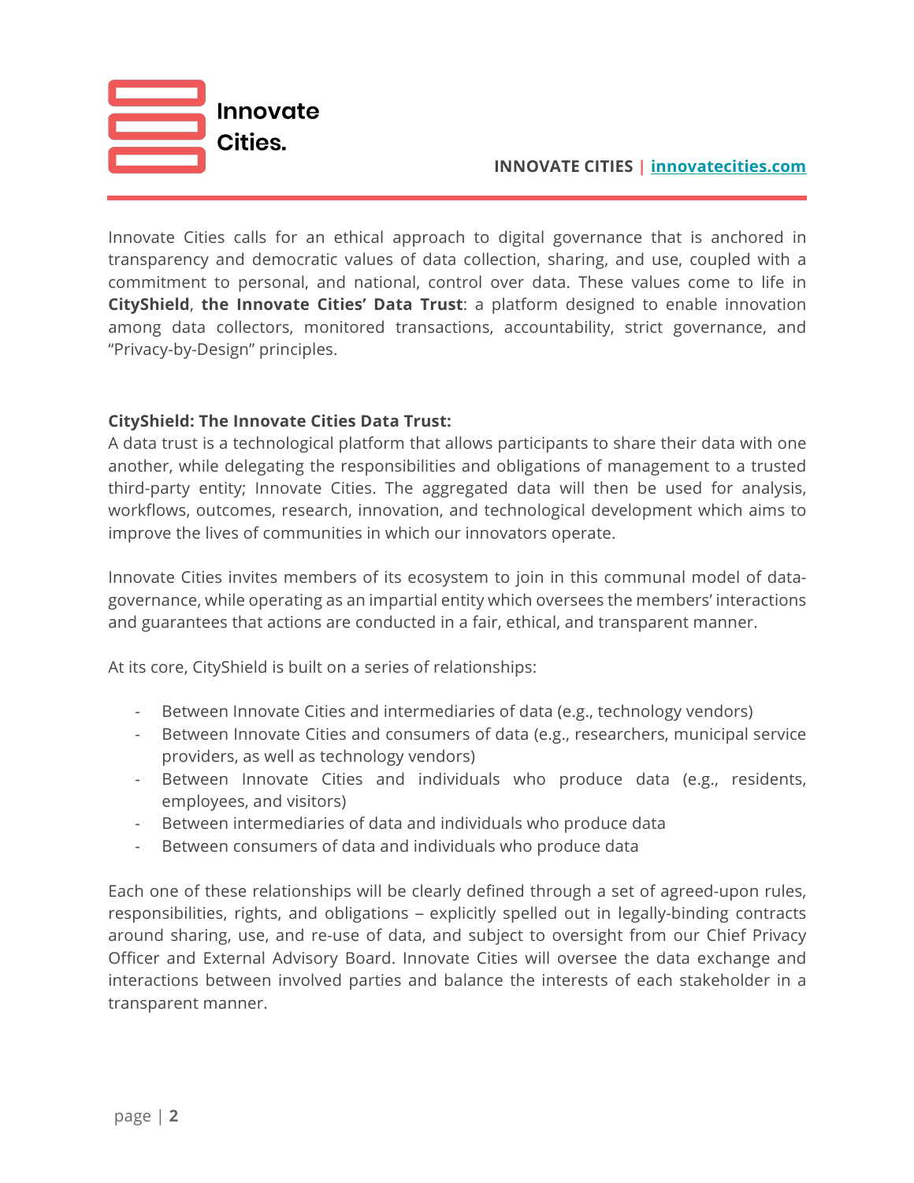Innovate Cities calls for an ethical approach to digital governance that is anchored in transparency and democratic values of data collection, sharing, and use, coupled with a commitment to personal, and national, control over data. These values come to life in **CityShield**, **the Innovate Cities' Data Trust**: a platform designed to enable innovation among data collectors, monitored transactions, accountability, strict governance, and "Privacy-by-Design" principles.

**CityShield: The Innovate Cities Data Trust:**

A data trust is a technological platform that allows participants to share their data with one another, while delegating the responsibilities and obligations of management to a trusted third-party entity; Innovate Cities. The aggregated data will then be used for analysis, workflows, outcomes, research, innovation, and technological development which aims to improve the lives of communities in which our innovators operate.

Innovate Cities invites members of its ecosystem to join in this communal model of data-governance, while operating as an impartial entity which oversees the members' interactions and guarantees that actions are conducted in a fair, ethical, and transparent manner.

At its core, CityShield is built on a series of relationships:

- Between Innovate Cities and intermediaries of data (e.g., technology vendors)
- Between Innovate Cities and consumers of data (e.g., researchers, municipal service providers, as well as technology vendors)
- Between Innovate Cities and individuals who produce data (e.g., residents, employees, and visitors)
- Between intermediaries of data and individuals who produce data
- Between consumers of data and individuals who produce data

Each one of these relationships will be clearly defined through a set of agreed-upon rules, responsibilities, rights, and obligations – explicitly spelled out in legally-binding contracts around sharing, use, and re-use of data, and subject to oversight from our Chief Privacy Officer and External Advisory Board. Innovate Cities will oversee the data exchange and interactions between involved parties and balance the interests of each stakeholder in a transparent manner.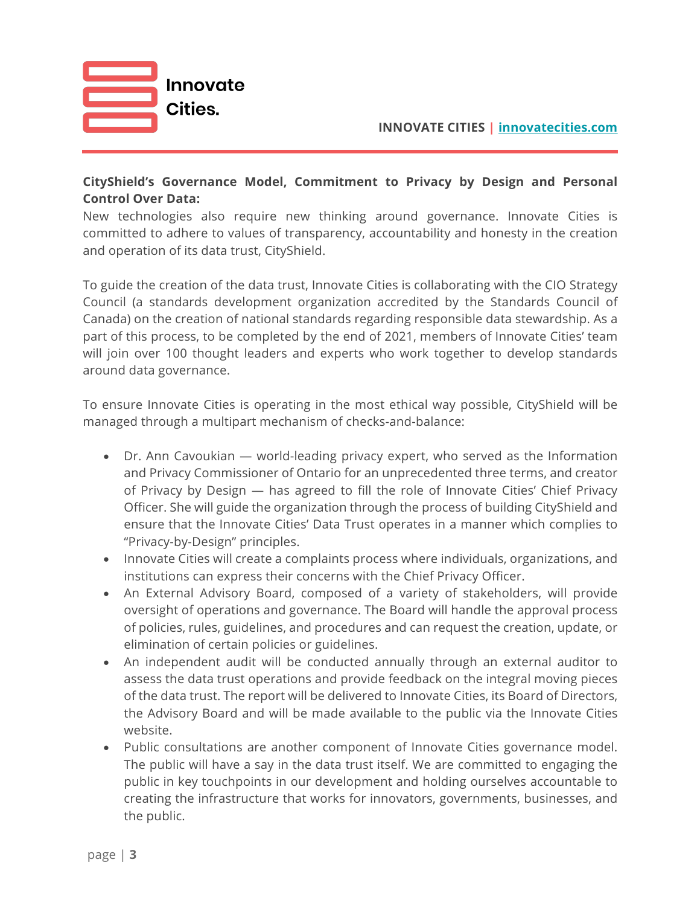**CityShield's Governance Model, Commitment to Privacy by Design and Personal Control Over Data:**

New technologies also require new thinking around governance. Innovate Cities is committed to adhere to values of transparency, accountability and honesty in the creation and operation of its data trust, CityShield.

To guide the creation of the data trust, Innovate Cities is collaborating with the CIO Strategy Council (a standards development organization accredited by the Standards Council of Canada) on the creation of national standards regarding responsible data stewardship. As a part of this process, to be completed by the end of 2021, members of Innovate Cities' team will join over 100 thought leaders and experts who work together to develop standards around data governance.

To ensure Innovate Cities is operating in the most ethical way possible, CityShield will be managed through a multipart mechanism of checks-and-balance:

- Dr. Ann Cavoukian — world-leading privacy expert, who served as the Information and Privacy Commissioner of Ontario for an unprecedented three terms, and creator of Privacy by Design — has agreed to fill the role of Innovate Cities' Chief Privacy Officer. She will guide the organization through the process of building CityShield and ensure that the Innovate Cities' Data Trust operates in a manner which complies to "Privacy-by-Design" principles.
- Innovate Cities will create a complaints process where individuals, organizations, and institutions can express their concerns with the Chief Privacy Officer.
- An External Advisory Board, composed of a variety of stakeholders, will provide oversight of operations and governance. The Board will handle the approval process of policies, rules, guidelines, and procedures and can request the creation, update, or elimination of certain policies or guidelines.
- An independent audit will be conducted annually through an external auditor to assess the data trust operations and provide feedback on the integral moving pieces of the data trust. The report will be delivered to Innovate Cities, its Board of Directors, the Advisory Board and will be made available to the public via the Innovate Cities website.
- Public consultations are another component of Innovate Cities governance model. The public will have a say in the data trust itself. We are committed to engaging the public in key touchpoints in our development and holding ourselves accountable to creating the infrastructure that works for innovators, governments, businesses, and the public.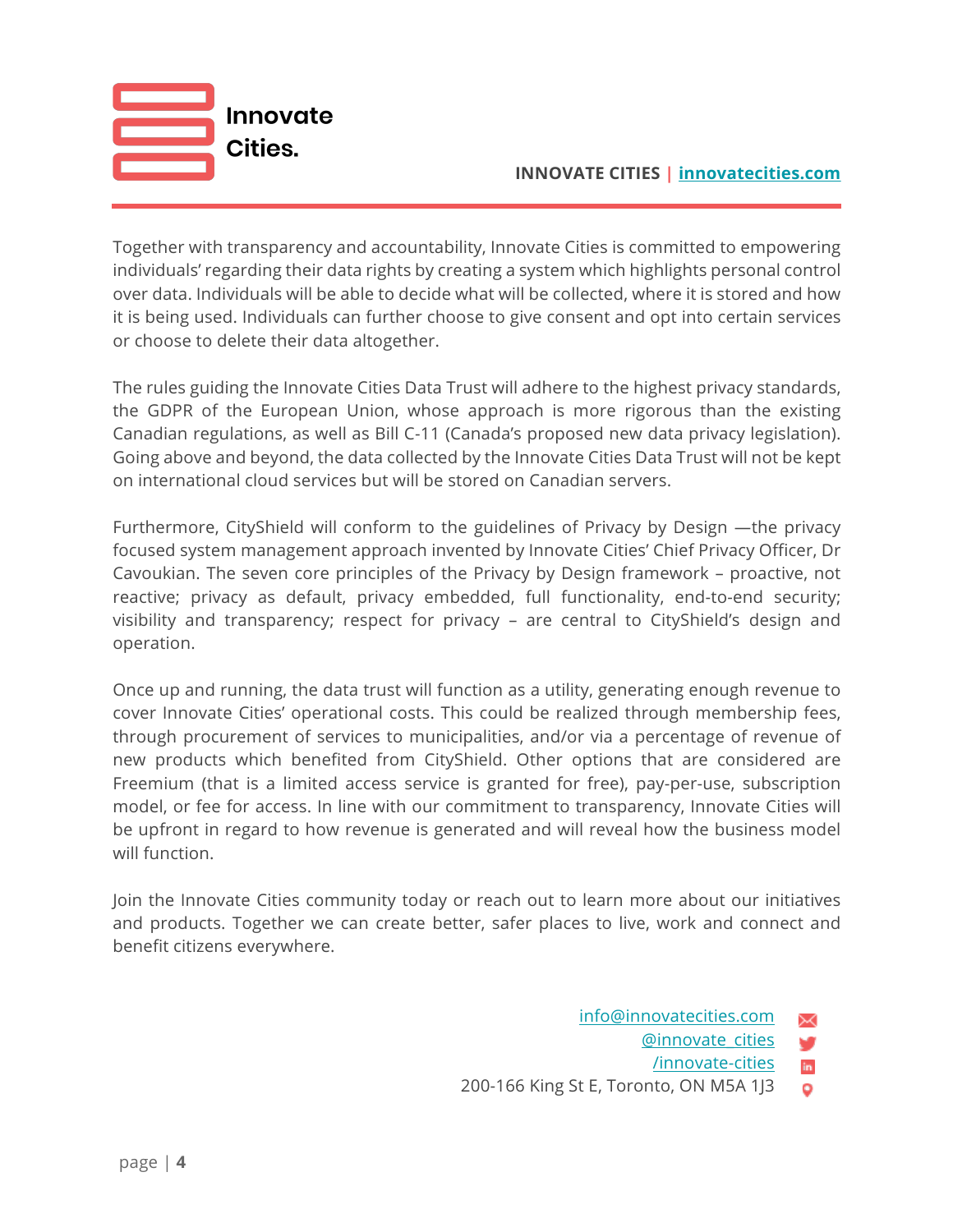Together with transparency and accountability, Innovate Cities is committed to empowering individuals' regarding their data rights by creating a system which highlights personal control over data. Individuals will be able to decide what will be collected, where it is stored and how it is being used. Individuals can further choose to give consent and opt into certain services or choose to delete their data altogether.

The rules guiding the Innovate Cities Data Trust will adhere to the highest privacy standards, the GDPR of the European Union, whose approach is more rigorous than the existing Canadian regulations, as well as Bill C-11 (Canada's proposed new data privacy legislation). Going above and beyond, the data collected by the Innovate Cities Data Trust will not be kept on international cloud services but will be stored on Canadian servers.

Furthermore, CityShield will conform to the guidelines of Privacy by Design —the privacy focused system management approach invented by Innovate Cities' Chief Privacy Officer, Dr Cavoukian. The seven core principles of the Privacy by Design framework – proactive, not reactive; privacy as default, privacy embedded, full functionality, end-to-end security; visibility and transparency; respect for privacy – are central to CityShield's design and operation.

Once up and running, the data trust will function as a utility, generating enough revenue to cover Innovate Cities' operational costs. This could be realized through membership fees, through procurement of services to municipalities, and/or via a percentage of revenue of new products which benefited from CityShield. Other options that are considered are Freemium (that is a limited access service is granted for free), pay-per-use, subscription model, or fee for access. In line with our commitment to transparency, Innovate Cities will be upfront in regard to how revenue is generated and will reveal how the business model will function.

Join the Innovate Cities community today or reach out to learn more about our initiatives and products. Together we can create better, safer places to live, work and connect and benefit citizens everywhere.

info@innovatecities.com
@innovate_cities
/innovate-cities
200-166 King St E, Toronto, ON M5A 1J3